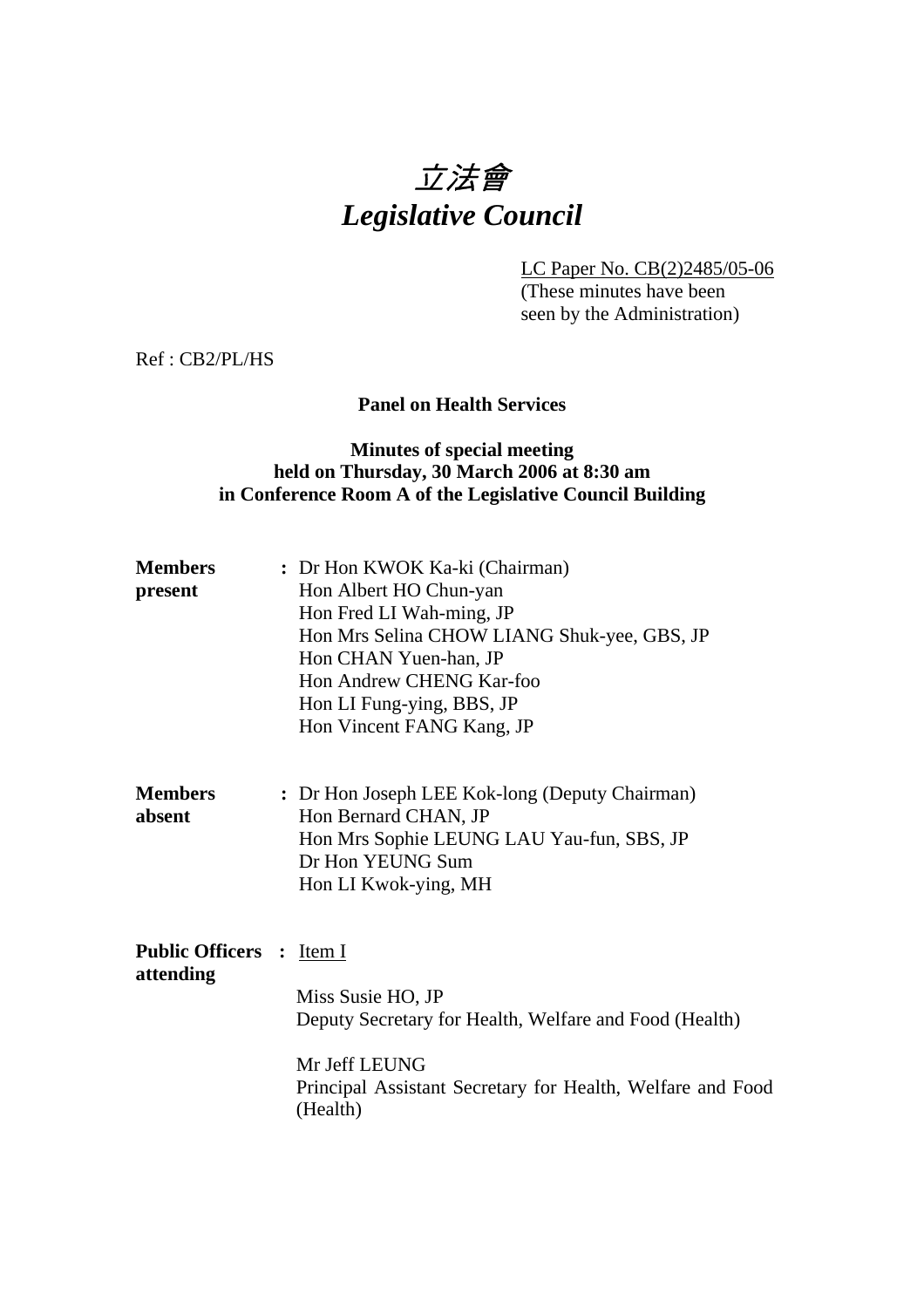# *立法會*
# *Legislative Council*

LC Paper No. CB(2)2485/05-06
(These minutes have been seen by the Administration)

Ref : CB2/PL/HS

**Panel on Health Services**

**Minutes of special meeting held on Thursday, 30 March 2006 at 8:30 am in Conference Room A of the Legislative Council Building**

**Members present** : Dr Hon KWOK Ka-ki (Chairman)
Hon Albert HO Chun-yan
Hon Fred LI Wah-ming, JP
Hon Mrs Selina CHOW LIANG Shuk-yee, GBS, JP
Hon CHAN Yuen-han, JP
Hon Andrew CHENG Kar-foo
Hon LI Fung-ying, BBS, JP
Hon Vincent FANG Kang, JP

**Members absent** : Dr Hon Joseph LEE Kok-long (Deputy Chairman)
Hon Bernard CHAN, JP
Hon Mrs Sophie LEUNG LAU Yau-fun, SBS, JP
Dr Hon YEUNG Sum
Hon LI Kwok-ying, MH

**Public Officers attending** : Item I

Miss Susie HO, JP
Deputy Secretary for Health, Welfare and Food (Health)

Mr Jeff LEUNG
Principal Assistant Secretary for Health, Welfare and Food (Health)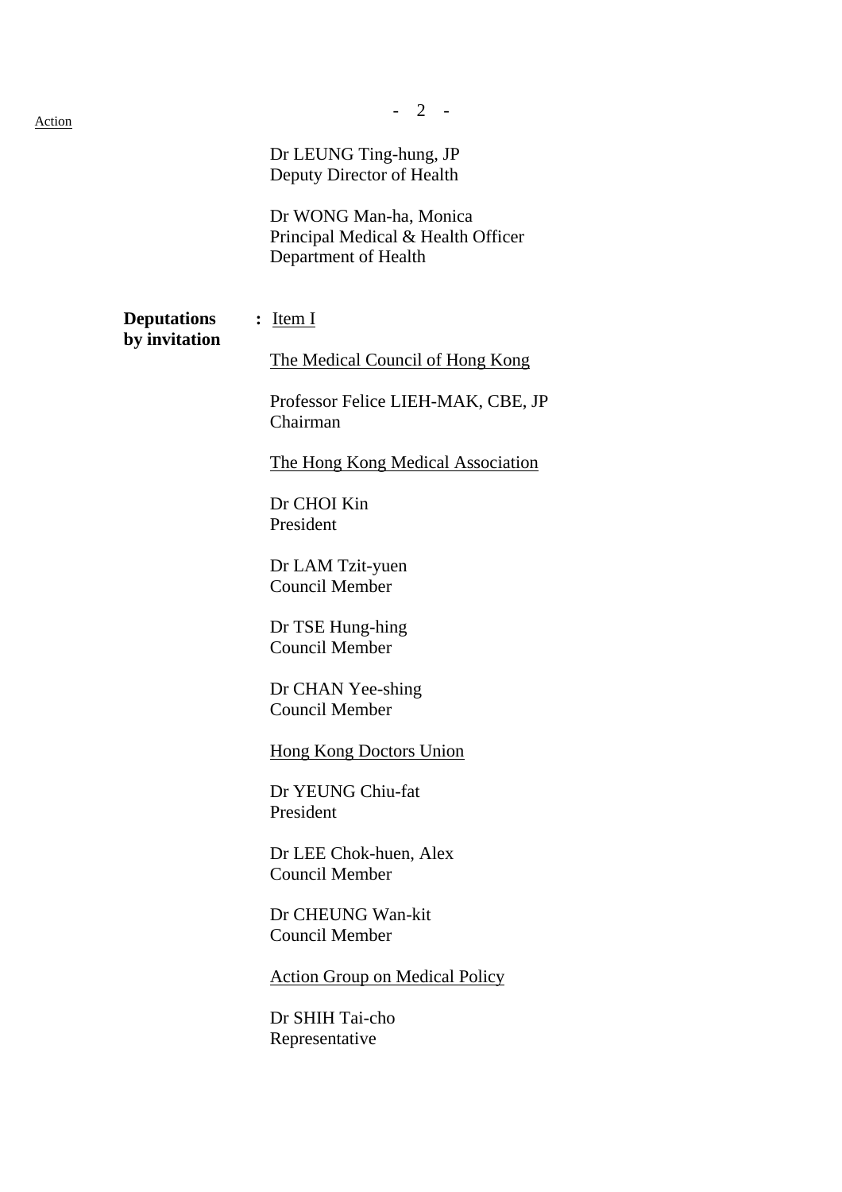Action

Dr LEUNG Ting-hung, JP
Deputy Director of Health

Dr WONG Man-ha, Monica
Principal Medical & Health Officer
Department of Health

**Deputations by invitation** : Item I

The Medical Council of Hong Kong

Professor Felice LIEH-MAK, CBE, JP
Chairman

The Hong Kong Medical Association

Dr CHOI Kin
President

Dr LAM Tzit-yuen
Council Member

Dr TSE Hung-hing
Council Member

Dr CHAN Yee-shing
Council Member

Hong Kong Doctors Union

Dr YEUNG Chiu-fat
President

Dr LEE Chok-huen, Alex
Council Member

Dr CHEUNG Wan-kit
Council Member

Action Group on Medical Policy

Dr SHIH Tai-cho
Representative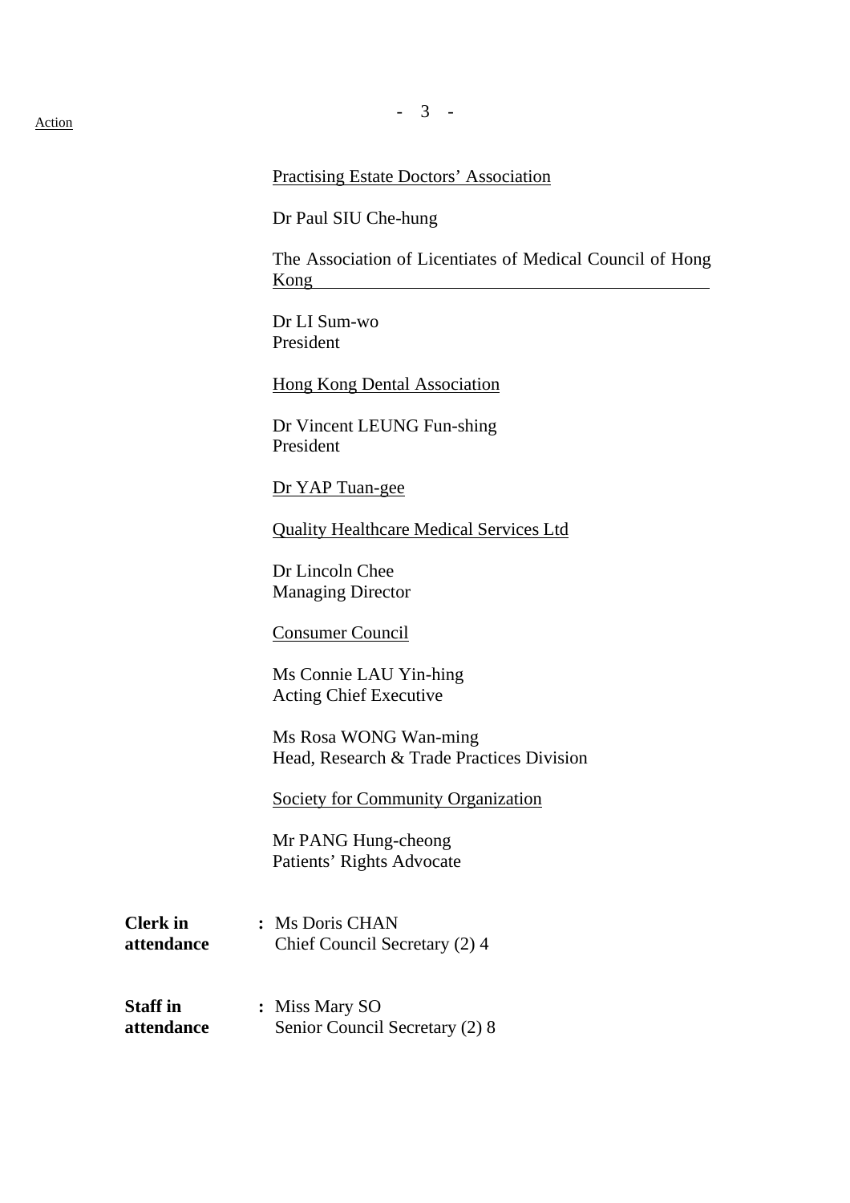Action

Practising Estate Doctors' Association

Dr Paul SIU Che-hung

The Association of Licentiates of Medical Council of Hong Kong

Dr LI Sum-wo
President

Hong Kong Dental Association

Dr Vincent LEUNG Fun-shing
President

Dr YAP Tuan-gee

Quality Healthcare Medical Services Ltd

Dr Lincoln Chee
Managing Director

Consumer Council

Ms Connie LAU Yin-hing
Acting Chief Executive

Ms Rosa WONG Wan-ming
Head, Research & Trade Practices Division

Society for Community Organization

Mr PANG Hung-cheong
Patients' Rights Advocate

**Clerk in attendance** : Ms Doris CHAN
Chief Council Secretary (2) 4

**Staff in attendance** : Miss Mary SO
Senior Council Secretary (2) 8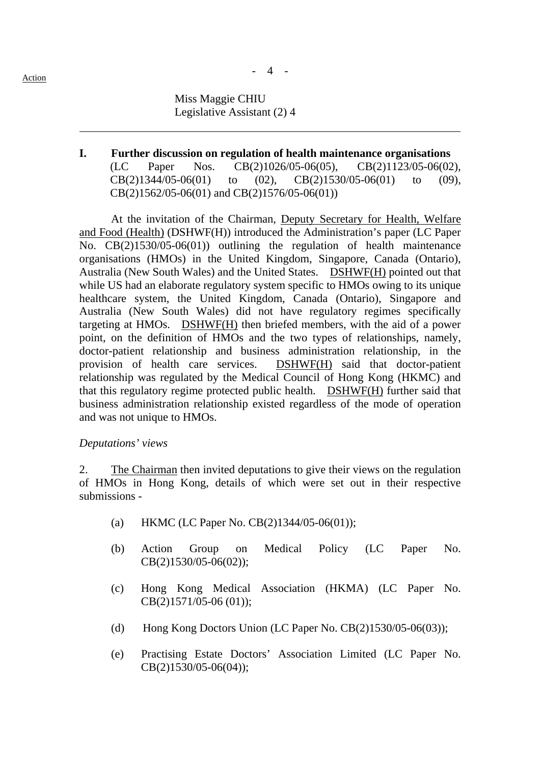Miss Maggie CHIU
Legislative Assistant (2) 4

---

**I. Further discussion on regulation of health maintenance organisations**
(LC Paper Nos. CB(2)1026/05-06(05), CB(2)1123/05-06(02), CB(2)1344/05-06(01) to (02), CB(2)1530/05-06(01) to (09), CB(2)1562/05-06(01) and CB(2)1576/05-06(01))

At the invitation of the Chairman, Deputy Secretary for Health, Welfare and Food (Health) (DSHWF(H)) introduced the Administration's paper (LC Paper No. CB(2)1530/05-06(01)) outlining the regulation of health maintenance organisations (HMOs) in the United Kingdom, Singapore, Canada (Ontario), Australia (New South Wales) and the United States. DSHWF(H) pointed out that while US had an elaborate regulatory system specific to HMOs owing to its unique healthcare system, the United Kingdom, Canada (Ontario), Singapore and Australia (New South Wales) did not have regulatory regimes specifically targeting at HMOs. DSHWF(H) then briefed members, with the aid of a power point, on the definition of HMOs and the two types of relationships, namely, doctor-patient relationship and business administration relationship, in the provision of health care services. DSHWF(H) said that doctor-patient relationship was regulated by the Medical Council of Hong Kong (HKMC) and that this regulatory regime protected public health. DSHWF(H) further said that business administration relationship existed regardless of the mode of operation and was not unique to HMOs.

*Deputations' views*

2. The Chairman then invited deputations to give their views on the regulation of HMOs in Hong Kong, details of which were set out in their respective submissions -

(a) HKMC (LC Paper No. CB(2)1344/05-06(01));

(b) Action Group on Medical Policy (LC Paper No. CB(2)1530/05-06(02));

(c) Hong Kong Medical Association (HKMA) (LC Paper No. CB(2)1571/05-06 (01));

(d) Hong Kong Doctors Union (LC Paper No. CB(2)1530/05-06(03));

(e) Practising Estate Doctors' Association Limited (LC Paper No. CB(2)1530/05-06(04));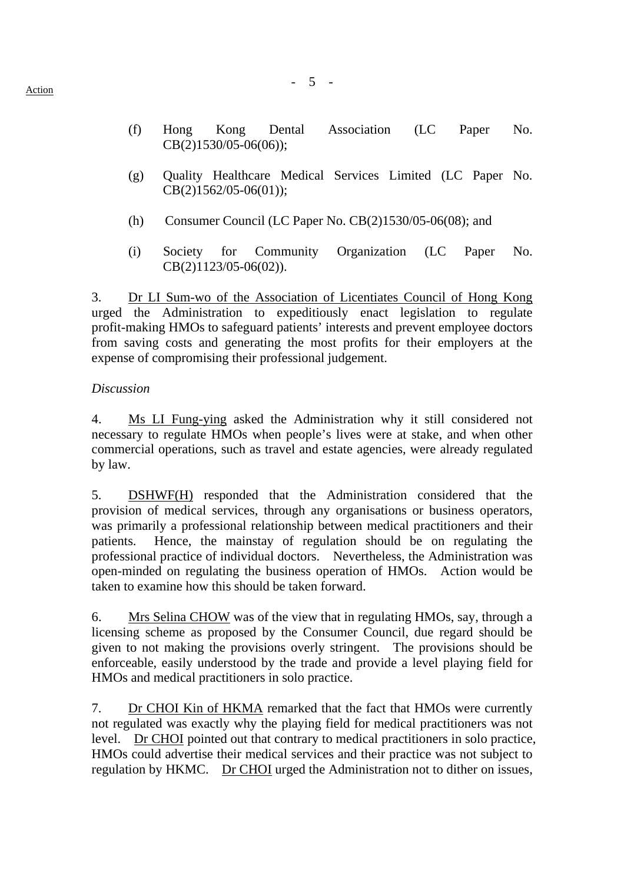(f) Hong Kong Dental Association (LC Paper No. CB(2)1530/05-06(06));

(g) Quality Healthcare Medical Services Limited (LC Paper No. CB(2)1562/05-06(01));

(h) Consumer Council (LC Paper No. CB(2)1530/05-06(08); and

(i) Society for Community Organization (LC Paper No. CB(2)1123/05-06(02)).

3. Dr LI Sum-wo of the Association of Licentiates Council of Hong Kong urged the Administration to expeditiously enact legislation to regulate profit-making HMOs to safeguard patients' interests and prevent employee doctors from saving costs and generating the most profits for their employers at the expense of compromising their professional judgement.

*Discussion*

4. Ms LI Fung-ying asked the Administration why it still considered not necessary to regulate HMOs when people's lives were at stake, and when other commercial operations, such as travel and estate agencies, were already regulated by law.

5. DSHWF(H) responded that the Administration considered that the provision of medical services, through any organisations or business operators, was primarily a professional relationship between medical practitioners and their patients. Hence, the mainstay of regulation should be on regulating the professional practice of individual doctors. Nevertheless, the Administration was open-minded on regulating the business operation of HMOs. Action would be taken to examine how this should be taken forward.

6. Mrs Selina CHOW was of the view that in regulating HMOs, say, through a licensing scheme as proposed by the Consumer Council, due regard should be given to not making the provisions overly stringent. The provisions should be enforceable, easily understood by the trade and provide a level playing field for HMOs and medical practitioners in solo practice.

7. Dr CHOI Kin of HKMA remarked that the fact that HMOs were currently not regulated was exactly why the playing field for medical practitioners was not level. Dr CHOI pointed out that contrary to medical practitioners in solo practice, HMOs could advertise their medical services and their practice was not subject to regulation by HKMC. Dr CHOI urged the Administration not to dither on issues,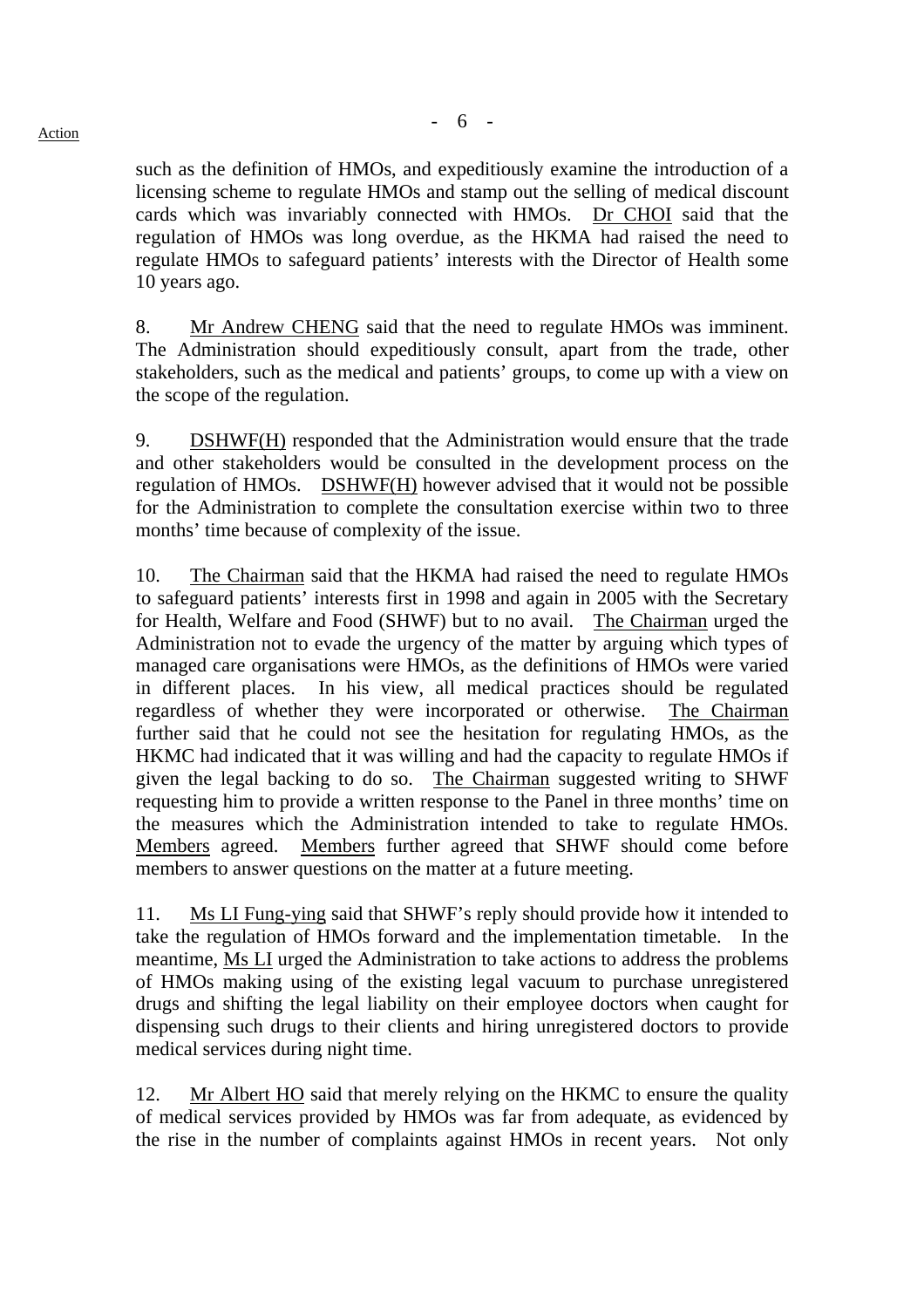such as the definition of HMOs, and expeditiously examine the introduction of a licensing scheme to regulate HMOs and stamp out the selling of medical discount cards which was invariably connected with HMOs. Dr CHOI said that the regulation of HMOs was long overdue, as the HKMA had raised the need to regulate HMOs to safeguard patients' interests with the Director of Health some 10 years ago.

8. Mr Andrew CHENG said that the need to regulate HMOs was imminent. The Administration should expeditiously consult, apart from the trade, other stakeholders, such as the medical and patients' groups, to come up with a view on the scope of the regulation.

9. DSHWF(H) responded that the Administration would ensure that the trade and other stakeholders would be consulted in the development process on the regulation of HMOs. DSHWF(H) however advised that it would not be possible for the Administration to complete the consultation exercise within two to three months' time because of complexity of the issue.

10. The Chairman said that the HKMA had raised the need to regulate HMOs to safeguard patients' interests first in 1998 and again in 2005 with the Secretary for Health, Welfare and Food (SHWF) but to no avail. The Chairman urged the Administration not to evade the urgency of the matter by arguing which types of managed care organisations were HMOs, as the definitions of HMOs were varied in different places. In his view, all medical practices should be regulated regardless of whether they were incorporated or otherwise. The Chairman further said that he could not see the hesitation for regulating HMOs, as the HKMC had indicated that it was willing and had the capacity to regulate HMOs if given the legal backing to do so. The Chairman suggested writing to SHWF requesting him to provide a written response to the Panel in three months' time on the measures which the Administration intended to take to regulate HMOs. Members agreed. Members further agreed that SHWF should come before members to answer questions on the matter at a future meeting.

11. Ms LI Fung-ying said that SHWF's reply should provide how it intended to take the regulation of HMOs forward and the implementation timetable. In the meantime, Ms LI urged the Administration to take actions to address the problems of HMOs making using of the existing legal vacuum to purchase unregistered drugs and shifting the legal liability on their employee doctors when caught for dispensing such drugs to their clients and hiring unregistered doctors to provide medical services during night time.

12. Mr Albert HO said that merely relying on the HKMC to ensure the quality of medical services provided by HMOs was far from adequate, as evidenced by the rise in the number of complaints against HMOs in recent years. Not only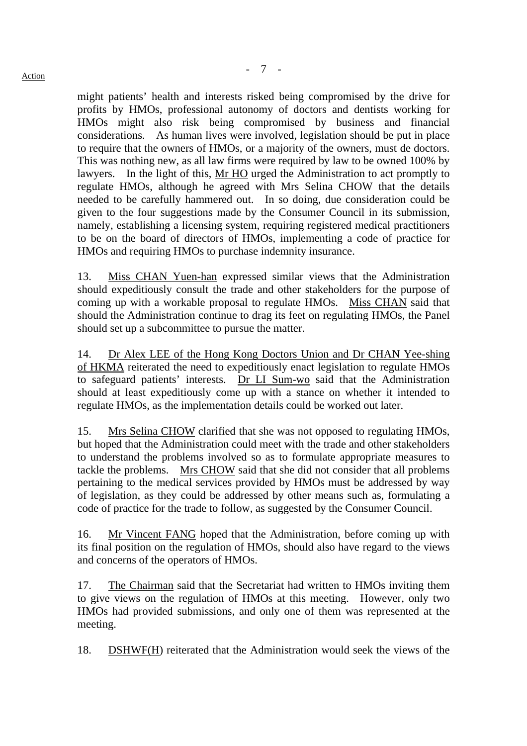might patients' health and interests risked being compromised by the drive for profits by HMOs, professional autonomy of doctors and dentists working for HMOs might also risk being compromised by business and financial considerations. As human lives were involved, legislation should be put in place to require that the owners of HMOs, or a majority of the owners, must de doctors. This was nothing new, as all law firms were required by law to be owned 100% by lawyers. In the light of this, Mr HO urged the Administration to act promptly to regulate HMOs, although he agreed with Mrs Selina CHOW that the details needed to be carefully hammered out. In so doing, due consideration could be given to the four suggestions made by the Consumer Council in its submission, namely, establishing a licensing system, requiring registered medical practitioners to be on the board of directors of HMOs, implementing a code of practice for HMOs and requiring HMOs to purchase indemnity insurance.

13. Miss CHAN Yuen-han expressed similar views that the Administration should expeditiously consult the trade and other stakeholders for the purpose of coming up with a workable proposal to regulate HMOs. Miss CHAN said that should the Administration continue to drag its feet on regulating HMOs, the Panel should set up a subcommittee to pursue the matter.

14. Dr Alex LEE of the Hong Kong Doctors Union and Dr CHAN Yee-shing of HKMA reiterated the need to expeditiously enact legislation to regulate HMOs to safeguard patients' interests. Dr LI Sum-wo said that the Administration should at least expeditiously come up with a stance on whether it intended to regulate HMOs, as the implementation details could be worked out later.

15. Mrs Selina CHOW clarified that she was not opposed to regulating HMOs, but hoped that the Administration could meet with the trade and other stakeholders to understand the problems involved so as to formulate appropriate measures to tackle the problems. Mrs CHOW said that she did not consider that all problems pertaining to the medical services provided by HMOs must be addressed by way of legislation, as they could be addressed by other means such as, formulating a code of practice for the trade to follow, as suggested by the Consumer Council.

16. Mr Vincent FANG hoped that the Administration, before coming up with its final position on the regulation of HMOs, should also have regard to the views and concerns of the operators of HMOs.

17. The Chairman said that the Secretariat had written to HMOs inviting them to give views on the regulation of HMOs at this meeting. However, only two HMOs had provided submissions, and only one of them was represented at the meeting.

18. DSHWF(H) reiterated that the Administration would seek the views of the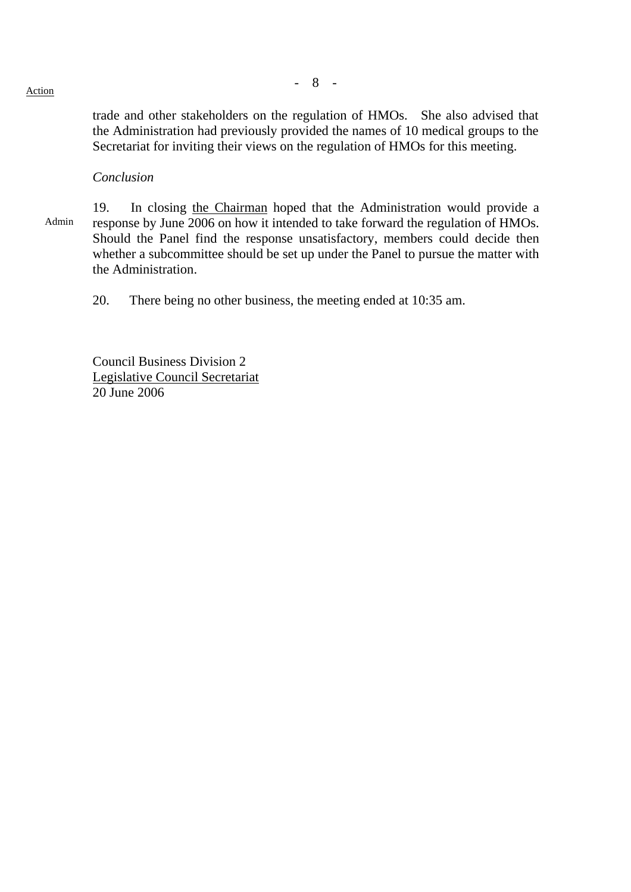Action

trade and other stakeholders on the regulation of HMOs. She also advised that the Administration had previously provided the names of 10 medical groups to the Secretariat for inviting their views on the regulation of HMOs for this meeting.

*Conclusion*

Admin

19. In closing the Chairman hoped that the Administration would provide a response by June 2006 on how it intended to take forward the regulation of HMOs. Should the Panel find the response unsatisfactory, members could decide then whether a subcommittee should be set up under the Panel to pursue the matter with the Administration.

20. There being no other business, the meeting ended at 10:35 am.

Council Business Division 2
Legislative Council Secretariat
20 June 2006